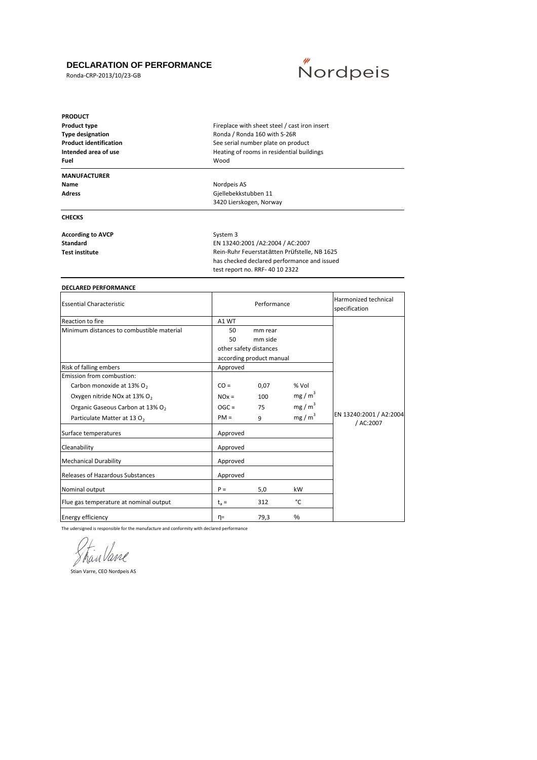# DECLARATION OF PERFORMANCE

Ronda-CRP-2013/10/23-GB

Nordpeis

**PRODUCT**

| | |
|---|---|
| **Product type** | Fireplace with sheet steel / cast iron insert |
| **Type designation** | Ronda / Ronda 160 with S-26R |
| **Product identification** | See serial number plate on product |
| **Intended area of use** | Heating of rooms in residential buildings |
| **Fuel** | Wood |

**MANUFACTURER**

| | |
|---|---|
| **Name** | Nordpeis AS |
| **Adress** | Gjellebekkstubben 11<br>3420 Lierskogen, Norway |

**CHECKS**

| | |
|---|---|
| **According to AVCP** | System 3 |
| **Standard** | EN 13240:2001 /A2:2004 / AC:2007 |
| **Test institute** | Rein-Ruhr Feuerstatätten Prüfstelle, NB 1625<br>has checked declared performance and issued<br>test report no. RRF- 40 10 2322 |

**DECLARED PERFORMANCE**

| Essential Characteristic | Performance | | | Harmonized technical specification |
|---|---|---|---|---|
| Reaction to fire | A1 WT | | | EN 13240:2001 / A2:2004 / AC:2007 |
| Minimum distances to combustible material | 50 | mm rear | | |
| | 50 | mm side | | |
| | other safety distances according product manual | | | |
| Risk of falling embers | Approved | | | |
| Emission from combustion: | | | | |
| Carbon monoxide at 13% $O_2$ | CO = | 0,07 | % Vol | |
| Oxygen nitride NOx at 13% $O_2$ | NOx = | 100 | $mg / m^3$ | |
| Organic Gaseous Carbon at 13% $O_2$ | OGC = | 75 | $mg / m^3$ | |
| Particulate Matter at 13 $O_2$ | PM = | 9 | $mg / m^3$ | |
| Surface temperatures | Approved | | | |
| Cleanability | Approved | | | |
| Mechanical Durability | Approved | | | |
| Releases of Hazardous Substances | Approved | | | |
| Nominal output | P = | 5,0 | kW | |
| Flue gas temperature at nominal output | $t_a$ = | 312 | °C | |
| Energy efficiency | η= | 79,3 | % | |

The udersigned is responsible for the manufacture and conformity with declared performance

Stian Varre

Stian Varre, CEO Nordpeis AS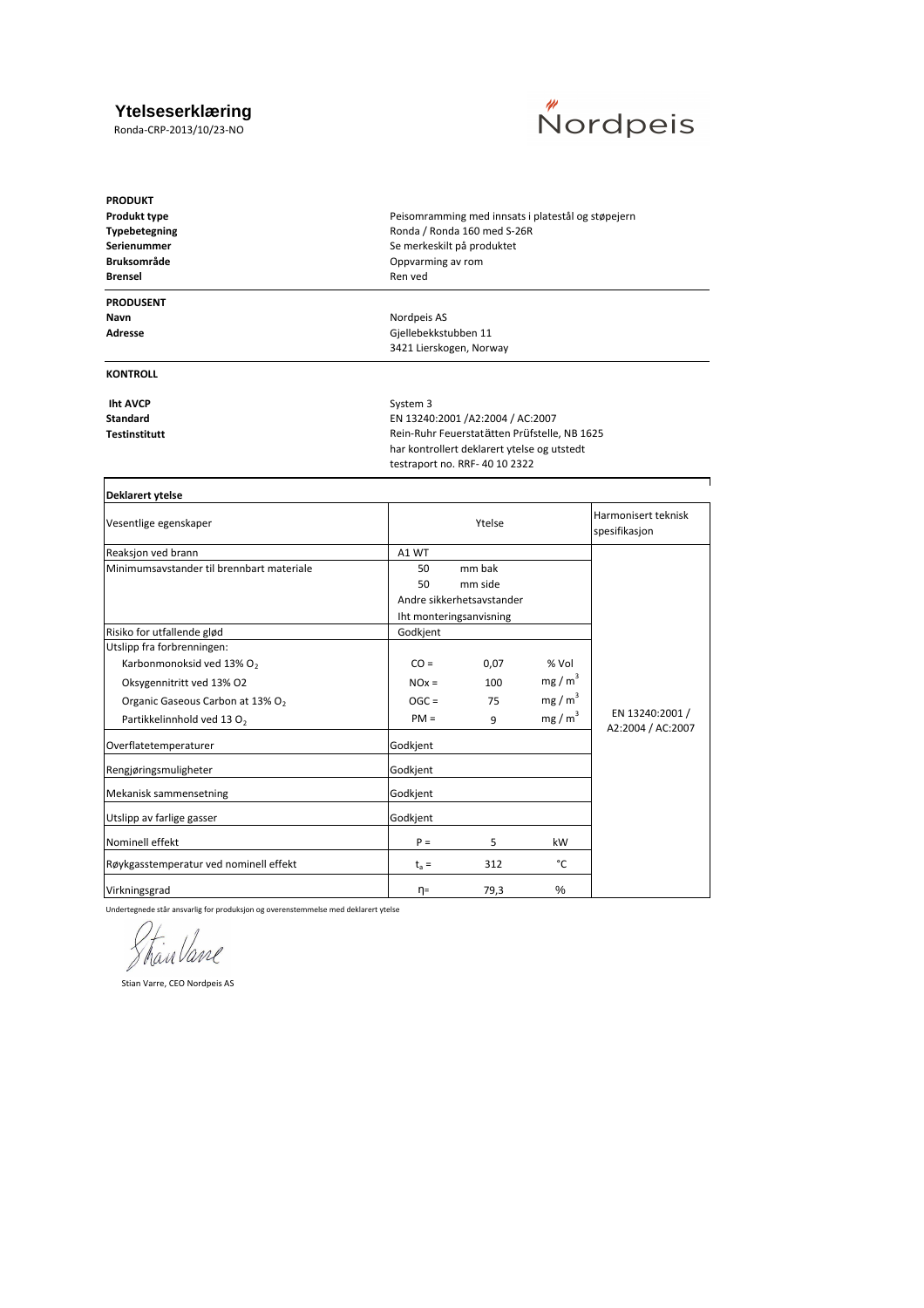# Ytelseserklæring

Ronda-CRP-2013/10/23-NO

Nordpeis

**PRODUKT**

| | |
|---|---|
| **Produkt type** | Peisomramming med innsats i platestål og støpejern |
| **Typebetegning** | Ronda / Ronda 160 med S-26R |
| **Serienummer** | Se merkeskilt på produktet |
| **Bruksområde** | Oppvarming av rom |
| **Brensel** | Ren ved |

**PRODUSENT**

| | |
|---|---|
| **Navn** | Nordpeis AS |
| **Adresse** | Gjellebekkstubben 11<br>3421 Lierskogen, Norway |

**KONTROLL**

| | |
|---|---|
| **Iht AVCP** | System 3 |
| **Standard** | EN 13240:2001 /A2:2004 / AC:2007 |
| **Testinstitutt** | Rein-Ruhr Feuerstatätten Prüfstelle, NB 1625<br>har kontrollert deklarert ytelse og utstedt<br>testraport no. RRF- 40 10 2322 |

**Deklarert ytelse**

| Vesentlige egenskaper | Ytelse | | | Harmonisert teknisk spesifikasjon |
|---|---|---|---|---|
| Reaksjon ved brann | A1 WT | | | EN 13240:2001 / A2:2004 / AC:2007 |
| Minimumsavstander til brennbart materiale | 50 | mm bak | | |
| | 50 | mm side | | |
| | Andre sikkerhetsavstander | | | |
| | Iht monteringsanvisning | | | |
| Risiko for utfallende glød | Godkjent | | | |
| Utslipp fra forbrenningen: | | | | |
| Karbonmonoksid ved 13% $O_2$ | CO = | 0,07 | % Vol | |
| Oksygennitritt ved 13% O2 | NOx = | 100 | $mg / m^3$ | |
| Organic Gaseous Carbon at 13% $O_2$ | OGC = | 75 | $mg / m^3$ | |
| Partikkelinnhold ved 13 $O_2$ | PM = | 9 | $mg / m^3$ | |
| Overflatetemperaturer | Godkjent | | | |
| Rengjøringsmuligheter | Godkjent | | | |
| Mekanisk sammensetning | Godkjent | | | |
| Utslipp av farlige gasser | Godkjent | | | |
| Nominell effekt | P = | 5 | kW | |
| Røykgasstemperatur ved nominell effekt | $t_a$ = | 312 | °C | |
| Virkningsgrad | η= | 79,3 | % | |

Undertegnede står ansvarlig for produksjon og overenstemmelse med deklarert ytelse

Stian Varre, CEO Nordpeis AS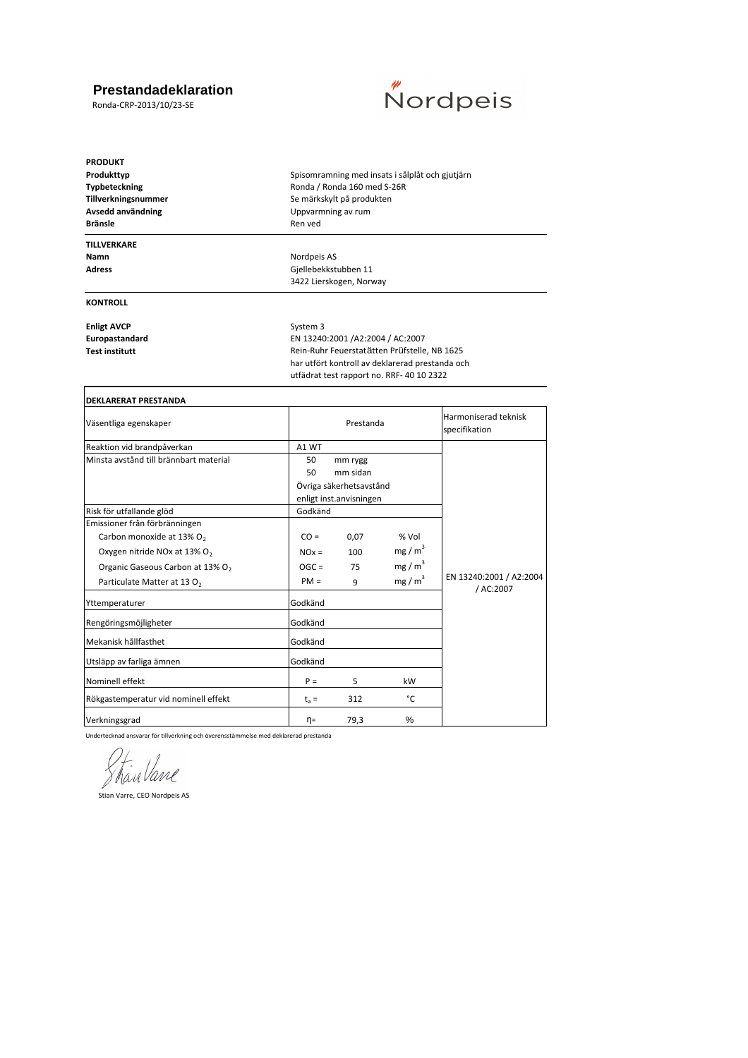# Prestandadeklaration

Ronda-CRP-2013/10/23-SE

Nordpeis

**PRODUKT**

| | |
|---|---|
| **Produkttyp** | Spisomramning med insats i sålplåt och gjutjärn |
| **Typbeteckning** | Ronda / Ronda 160 med S-26R |
| **Tillverkningsnummer** | Se märkskylt på produkten |
| **Avsedd användning** | Uppvarmning av rum |
| **Bränsle** | Ren ved |

**TILLVERKARE**

| | |
|---|---|
| **Namn** | Nordpeis AS |
| **Adress** | Gjellebekkstubben 11<br>3422 Lierskogen, Norway |

**KONTROLL**

| | |
|---|---|
| **Enligt AVCP** | System 3 |
| **Europastandard** | EN 13240:2001 /A2:2004 / AC:2007 |
| **Test institutt** | Rein-Ruhr Feuerstatätten Prüfstelle, NB 1625<br>har utfört kontroll av deklarerad prestanda och<br>utfädrat test rapport no. RRF- 40 10 2322 |

**DEKLARERAT PRESTANDA**

| Väsentliga egenskaper | Prestanda | | | Harmoniserad teknisk specifikation |
|---|---|---|---|---|
| Reaktion vid brandpåverkan | A1 WT | | | |
| Minsta avstånd till brännbart material | 50 | mm rygg | | |
| | 50 | mm sidan | | |
| | Övriga säkerhetsavstånd enligt inst.anvisningen | | | |
| Risk för utfallande glöd | Godkänd | | | |
| Emissioner från förbränningen | | | | |
| Carbon monoxide at 13% $O_2$ | CO = | 0,07 | % Vol | |
| Oxygen nitride NOx at 13% $O_2$ | NOx = | 100 | $mg / m^3$ | |
| Organic Gaseous Carbon at 13% $O_2$ | OGC = | 75 | $mg / m^3$ | |
| Particulate Matter at 13 $O_2$ | PM = | 9 | $mg / m^3$ | EN 13240:2001 / A2:2004 / AC:2007 |
| Yttemperaturer | Godkänd | | | |
| Rengöringsmöjligheter | Godkänd | | | |
| Mekanisk hållfasthet | Godkänd | | | |
| Utsläpp av farliga ämnen | Godkänd | | | |
| Nominell effekt | P = | 5 | kW | |
| Rökgastemperatur vid nominell effekt | $t_a$ = | 312 | °C | |
| Verkningsgrad | η= | 79,3 | % | |

Undertecknad ansvarar för tillverkning och överensstämmelse med deklarerad prestanda

Stian Varre, CEO Nordpeis AS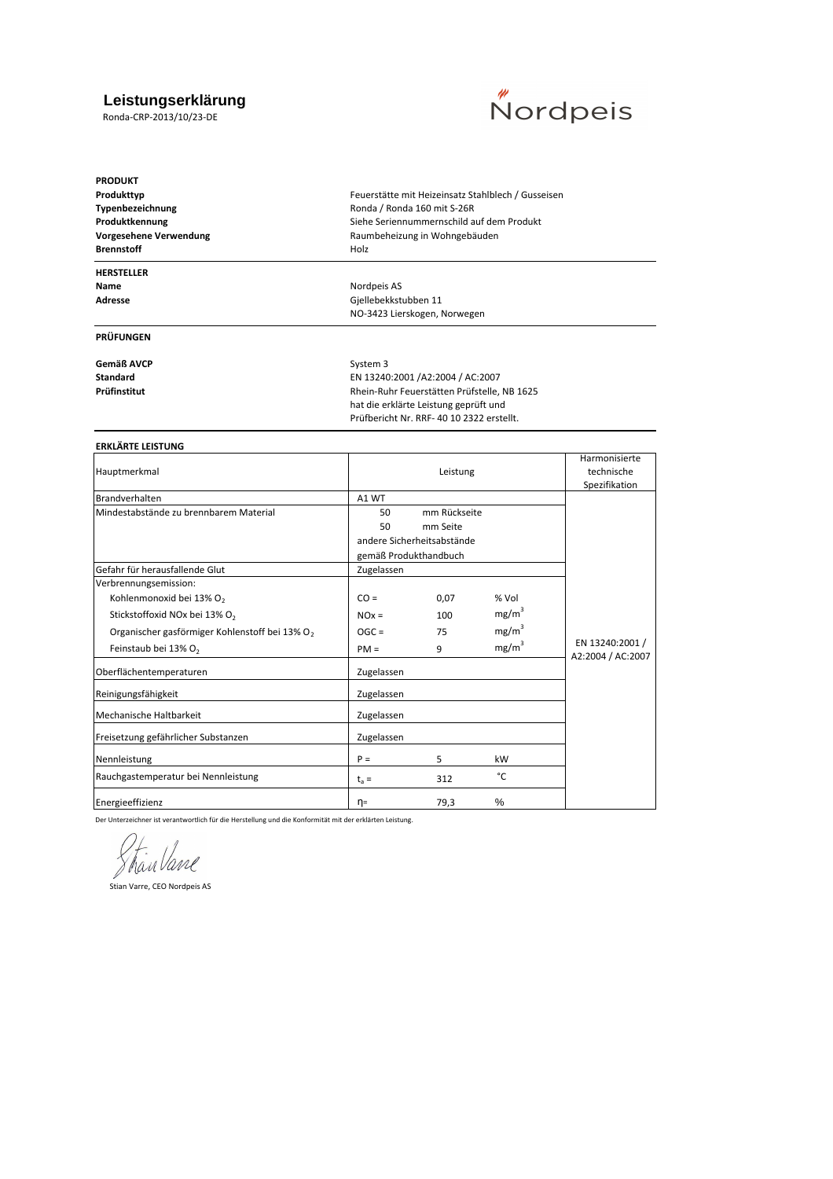# Leistungserklärung

Ronda-CRP-2013/10/23-DE

Nordpeis

| | |
|---|---|
| **PRODUKT** | |
| **Produkttyp** | Feuerstätte mit Heizeinsatz Stahlblech / Gusseisen |
| **Typenbezeichnung** | Ronda / Ronda 160 mit S-26R |
| **Produktkennung** | Siehe Seriennummernschild auf dem Produkt |
| **Vorgesehene Verwendung** | Raumbeheizung in Wohngebäuden |
| **Brennstoff** | Holz |

| | |
|---|---|
| **HERSTELLER** | |
| **Name** | Nordpeis AS |
| **Adresse** | Gjellebekkstubben 11<br>NO-3423 Lierskogen, Norwegen |

| | |
|---|---|
| **PRÜFUNGEN** | |
| **Gemäß AVCP** | System 3 |
| **Standard** | EN 13240:2001 /A2:2004 / AC:2007 |
| **Prüfinstitut** | Rhein-Ruhr Feuerstätten Prüfstelle, NB 1625<br>hat die erklärte Leistung geprüft und<br>Prüfbericht Nr. RRF- 40 10 2322 erstellt. |

**ERKLÄRTE LEISTUNG**

| Hauptmerkmal | Leistung | | | Harmonisierte technische Spezifikation |
|---|---|---|---|---|
| Brandverhalten | A1 WT | | | EN 13240:2001 / A2:2004 / AC:2007 |
| Mindestabstände zu brennbarem Material | 50 | mm Rückseite | | |
| | 50 | mm Seite | | |
| | andere Sicherheitsabstände gemäß Produkthandbuch | | | |
| Gefahr für herausfallende Glut | Zugelassen | | | |
| Verbrennungsemission: | | | | |
| Kohlenmonoxid bei 13% $O_2$ | CO = | 0,07 | % Vol | |
| Stickstoffoxid NOx bei 13% $O_2$ | NOx = | 100 | $mg/m^3$ | |
| Organischer gasförmiger Kohlenstoff bei 13% $O_2$ | OGC = | 75 | $mg/m^3$ | |
| Feinstaub bei 13% $O_2$ | PM = | 9 | $mg/m^3$ | |
| Oberflächentemperaturen | Zugelassen | | | |
| Reinigungsfähigkeit | Zugelassen | | | |
| Mechanische Haltbarkeit | Zugelassen | | | |
| Freisetzung gefährlicher Substanzen | Zugelassen | | | |
| Nennleistung | P = | 5 | kW | |
| Rauchgastemperatur bei Nennleistung | $t_a$ = | 312 | °C | |
| Energieeffizienz | η= | 79,3 | % | |

Der Unterzeichner ist verantwortlich für die Herstellung und die Konformität mit der erklärten Leistung.

Stian Varre, CEO Nordpeis AS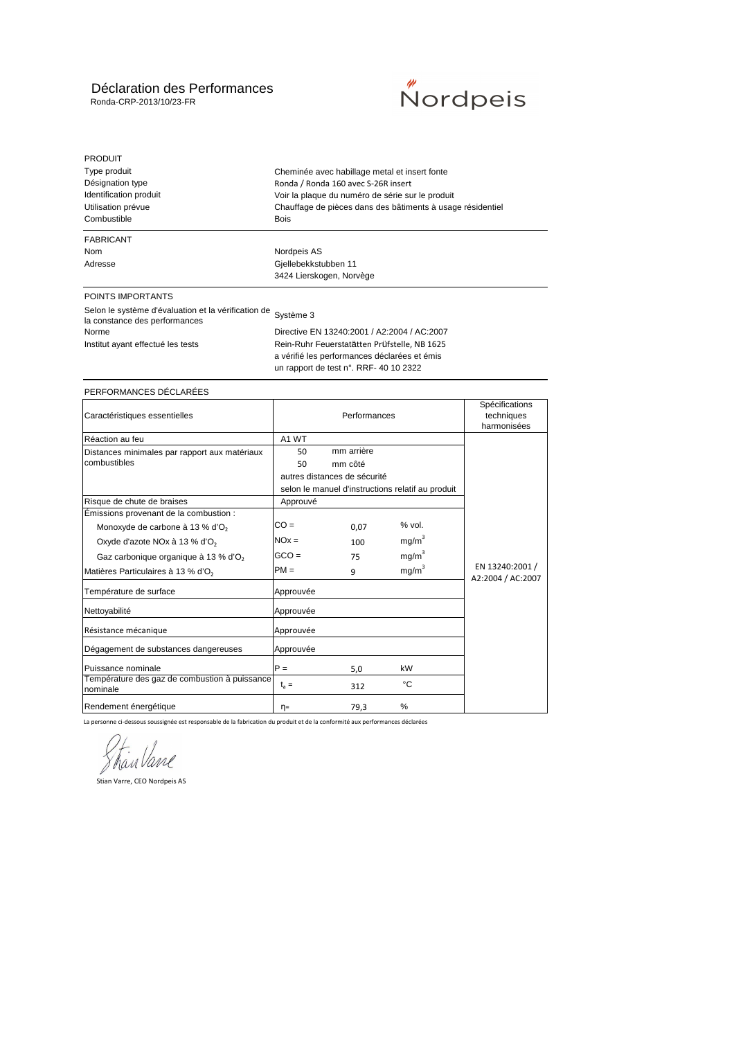# Déclaration des Performances

Ronda-CRP-2013/10/23-FR

Nordpeis

## PRODUIT

| | |
|---|---|
| Type produit | Cheminée avec habillage metal et insert fonte |
| Désignation type | Ronda / Ronda 160 avec S-26R insert |
| Identification produit | Voir la plaque du numéro de série sur le produit |
| Utilisation prévue | Chauffage de pièces dans des bâtiments à usage résidentiel |
| Combustible | Bois |

## FABRICANT

| | |
|---|---|
| Nom | Nordpeis AS |
| Adresse | Gjellebekkstubben 11<br>3424 Lierskogen, Norvège |

## POINTS IMPORTANTS

| | |
|---|---|
| Selon le système d'évaluation et la vérification de la constance des performances | Système 3 |
| Norme | Directive EN 13240:2001 / A2:2004 / AC:2007 |
| Institut ayant effectué les tests | Rein-Ruhr Feuerstatätten Prüfstelle, NB 1625<br>a vérifié les performances déclarées et émis<br>un rapport de test n°. RRF- 40 10 2322 |

## PERFORMANCES DÉCLARÉES

| Caractéristiques essentielles | Performances | | | Spécifications techniques harmonisées |
|---|---|---|---|---|
| Réaction au feu | A1 WT | | | EN 13240:2001 / A2:2004 / AC:2007 |
| Distances minimales par rapport aux matériaux combustibles | 50 | mm arrière | | |
| | 50 | mm côté | | |
| | autres distances de sécurité | | | |
| | selon le manuel d'instructions relatif au produit | | | |
| Risque de chute de braises | Approuvé | | | |
| Émissions provenant de la combustion : | | | | |
| Monoxyde de carbone à 13 % d'$O_2$ | CO = | 0,07 | % vol. | |
| Oxyde d'azote NOx à 13 % d'$O_2$ | NOx = | 100 | $mg/m^3$ | |
| Gaz carbonique organique à 13 % d'$O_2$ | GCO = | 75 | $mg/m^3$ | |
| Matières Particulaires à 13 % d'$O_2$ | PM = | 9 | $mg/m^3$ | |
| Température de surface | Approuvée | | | |
| Nettoyabilité | Approuvée | | | |
| Résistance mécanique | Approuvée | | | |
| Dégagement de substances dangereuses | Approuvée | | | |
| Puissance nominale | P = | 5,0 | kW | |
| Température des gaz de combustion à puissance nominale | $t_a$ = | 312 | °C | |
| Rendement énergétique | η= | 79,3 | % | |

La personne ci-dessous soussignée est responsable de la fabrication du produit et de la conformité aux performances déclarées

Stian Varre, CEO Nordpeis AS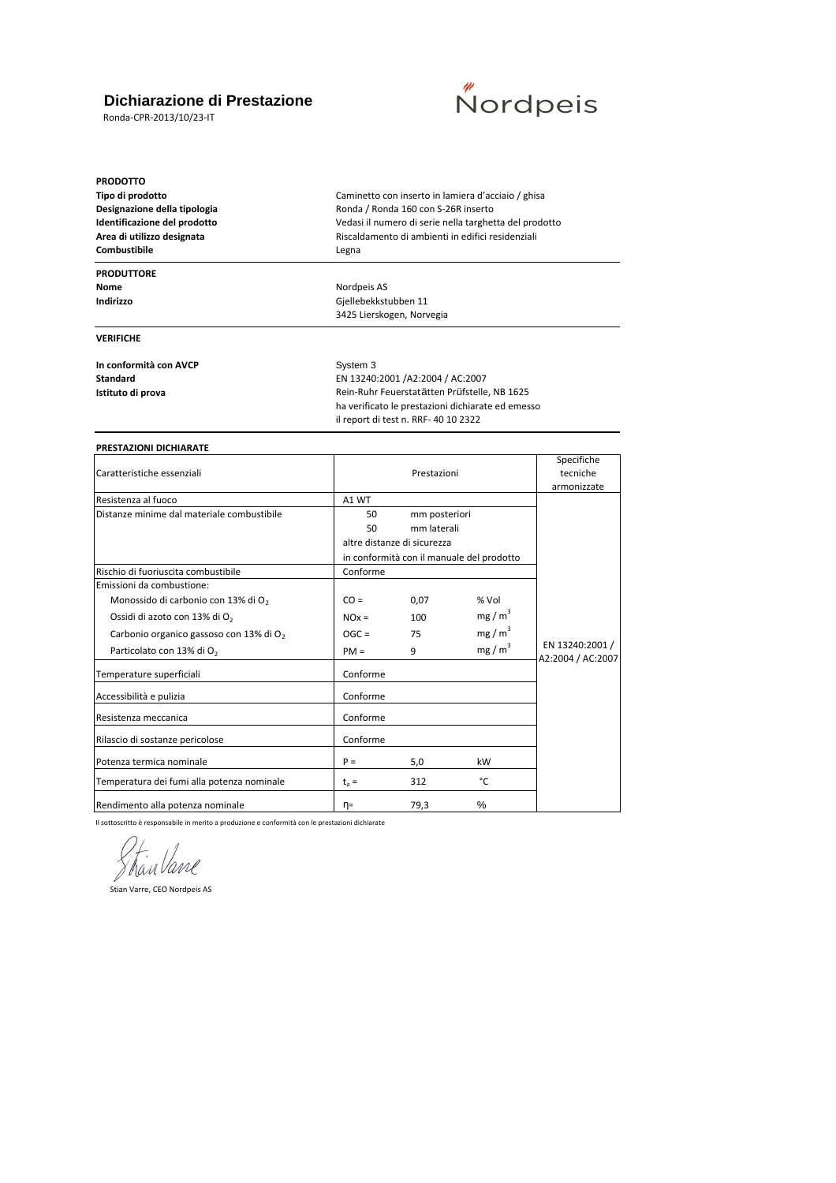# Dichiarazione di Prestazione

Ronda-CPR-2013/10/23-IT

Nordpeis

**PRODOTTO**

| | |
|---|---|
| **Tipo di prodotto** | Caminetto con inserto in lamiera d'acciaio / ghisa |
| **Designazione della tipologia** | Ronda / Ronda 160 con S-26R inserto |
| **Identificazione del prodotto** | Vedasi il numero di serie nella targhetta del prodotto |
| **Area di utilizzo designata** | Riscaldamento di ambienti in edifici residenziali |
| **Combustibile** | Legna |

**PRODUTTORE**

| | |
|---|---|
| **Nome** | Nordpeis AS |
| **Indirizzo** | Gjellebekkstubben 11<br>3425 Lierskogen, Norvegia |

**VERIFICHE**

| | |
|---|---|
| **In conformità con AVCP** | System 3 |
| **Standard** | EN 13240:2001 /A2:2004 / AC:2007 |
| **Istituto di prova** | Rein-Ruhr Feuerstatätten Prüfstelle, NB 1625<br>ha verificato le prestazioni dichiarate ed emesso<br>il report di test n. RRF- 40 10 2322 |

**PRESTAZIONI DICHIARATE**

| Caratteristiche essenziali | Prestazioni | | | Specifiche tecniche armonizzate |
|---|---|---|---|---|
| Resistenza al fuoco | A1 WT | | | EN 13240:2001 / A2:2004 / AC:2007 |
| Distanze minime dal materiale combustibile | 50 | mm posteriori | | |
| | 50 | mm laterali | | |
| | altre distanze di sicurezza | | | |
| | in conformità con il manuale del prodotto | | | |
| Rischio di fuoriuscita combustibile | Conforme | | | |
| Emissioni da combustione: | | | | |
| Monossido di carbonio con 13% di $O_2$ | CO = | 0,07 | % Vol | |
| Ossidi di azoto con 13% di $O_2$ | NOx = | 100 | $mg / m^3$ | |
| Carbonio organico gassoso con 13% di $O_2$ | OGC = | 75 | $mg / m^3$ | |
| Particolato con 13% di $O_2$ | PM = | 9 | $mg / m^3$ | |
| Temperature superficiali | Conforme | | | |
| Accessibilità e pulizia | Conforme | | | |
| Resistenza meccanica | Conforme | | | |
| Rilascio di sostanze pericolose | Conforme | | | |
| Potenza termica nominale | P = | 5,0 | kW | |
| Temperatura dei fumi alla potenza nominale | $t_a$ = | 312 | °C | |
| Rendimento alla potenza nominale | η= | 79,3 | % | |

Il sottoscritto è responsabile in merito a produzione e conformità con le prestazioni dichiarate

Stian Varre, CEO Nordpeis AS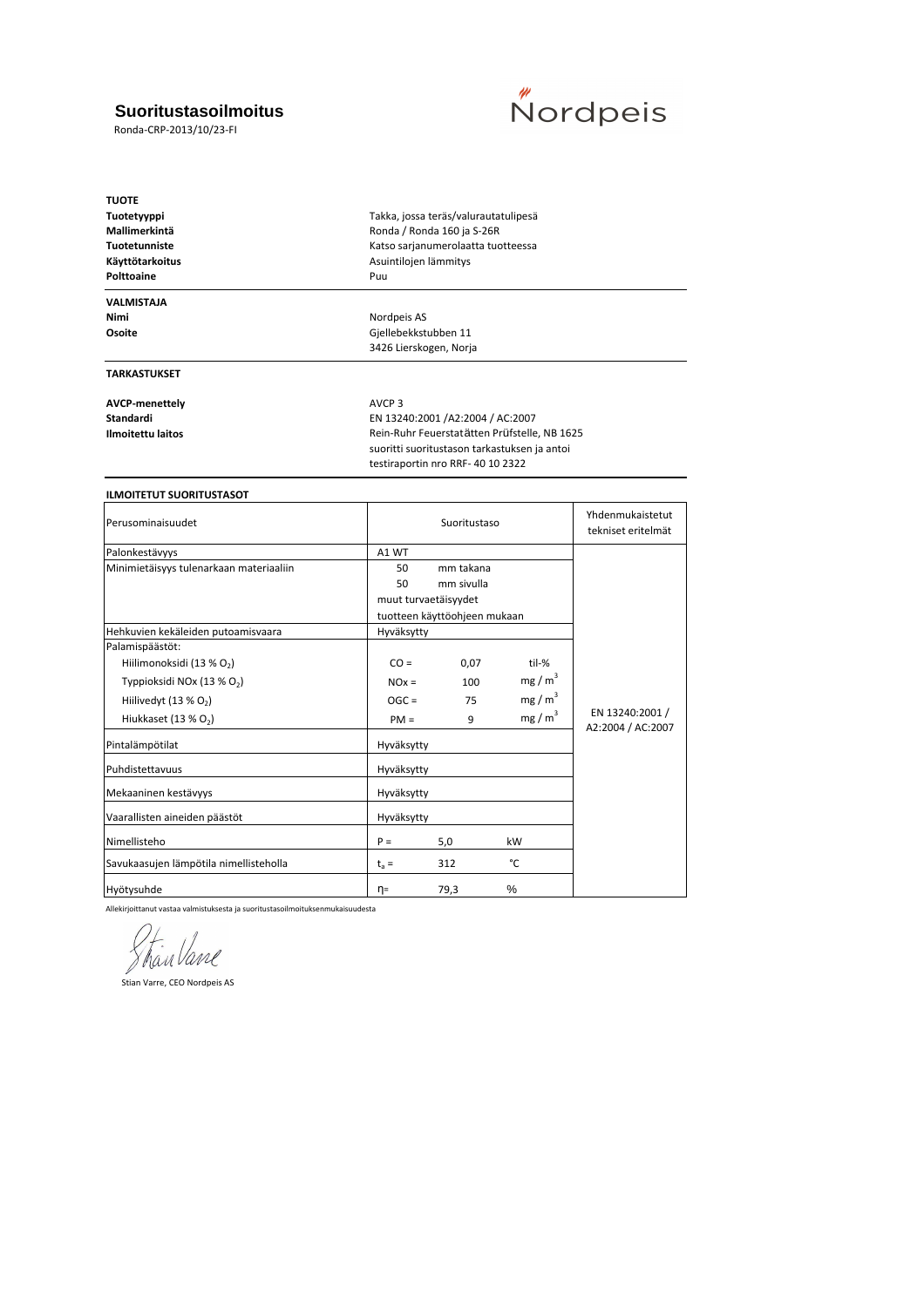# Suoritustasoilmoitus

Ronda-CRP-2013/10/23-FI

Nordpeis

**TUOTE**

| | |
|---|---|
| **Tuotetyyppi** | Takka, jossa teräs/valurautatulipesä |
| **Mallimerkintä** | Ronda / Ronda 160 ja S-26R |
| **Tuotetunniste** | Katso sarjanumerolaatta tuotteessa |
| **Käyttötarkoitus** | Asuintilojen lämmitys |
| **Polttoaine** | Puu |

**VALMISTAJA**

| | |
|---|---|
| **Nimi** | Nordpeis AS |
| **Osoite** | Gjellebekkstubben 11<br>3426 Lierskogen, Norja |

**TARKASTUKSET**

| | |
|---|---|
| **AVCP-menettely** | AVCP 3 |
| **Standardi** | EN 13240:2001 /A2:2004 / AC:2007 |
| **Ilmoitettu laitos** | Rein-Ruhr Feuerstatätten Prüfstelle, NB 1625 suoritti suoritustason tarkastuksen ja antoi testiraportin nro RRF- 40 10 2322 |

**ILMOITETUT SUORITUSTASOT**

| Perusominaisuudet | Suoritustaso | | | Yhdenmukaistetut tekniset eritelmät |
|---|---|---|---|---|
| Palonkestävyys | A1 WT | | | EN 13240:2001 / A2:2004 / AC:2007 |
| Minimietäisyys tulenarkaan materiaaliin | 50 | mm takana | | |
| | 50 | mm sivulla | | |
| | muut turvaetäisyydet tuotteen käyttöohjeen mukaan | | | |
| Hehkuvien kekäleiden putoamisvaara | Hyväksytty | | | |
| Palamispäästöt: | | | | |
| Hiilimonoksidi (13 % $O_2$) | CO = | 0,07 | til-% | |
| Typpioksidi NOx (13 % $O_2$) | NOx = | 100 | $mg / m^3$ | |
| Hiilivedyt (13 % $O_2$) | OGC = | 75 | $mg / m^3$ | |
| Hiukkaset (13 % $O_2$) | PM = | 9 | $mg / m^3$ | |
| Pintalämpötilat | Hyväksytty | | | |
| Puhdistettavuus | Hyväksytty | | | |
| Mekaaninen kestävyys | Hyväksytty | | | |
| Vaarallisten aineiden päästöt | Hyväksytty | | | |
| Nimellisteho | P = | 5,0 | kW | |
| Savukaasujen lämpötila nimellisteholla | $t_a$ = | 312 | °C | |
| Hyötysuhde | η= | 79,3 | % | |

Allekirjoittanut vastaa valmistuksesta ja suoritustasoilmoituksenmukaisuudesta

Stian Varre

Stian Varre, CEO Nordpeis AS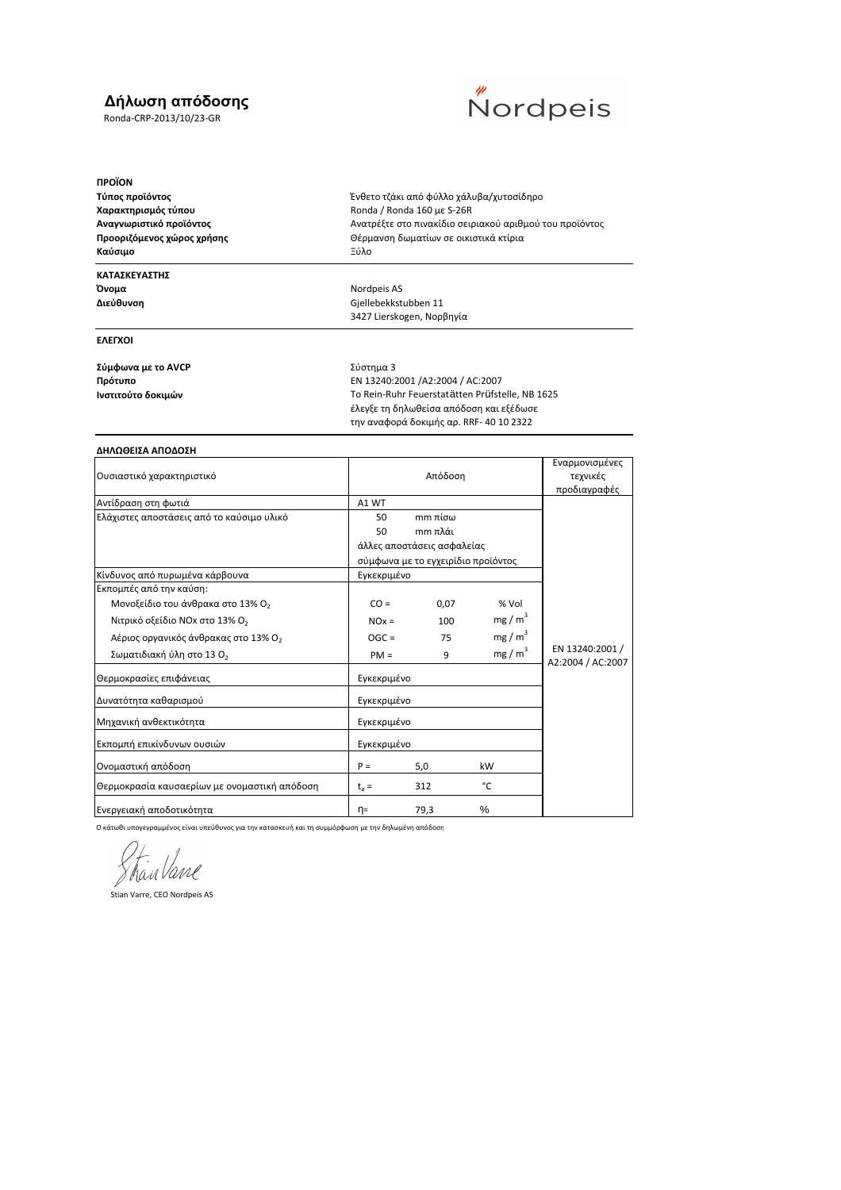# Δήλωση απόδοσης

Ronda-CRP-2013/10/23-GR

Nordpeis

**ΠΡΟΪΟΝ**

| | |
|---|---|
| **Τύπος προϊόντος** | Ένθετο τζάκι από φύλλο χάλυβα/χυτοσίδηρο |
| **Χαρακτηρισμός τύπου** | Ronda / Ronda 160 με S-26R |
| **Αναγνωριστικό προϊόντος** | Ανατρέξτε στο πινακίδιο σειριακού αριθμού του προϊόντος |
| **Προοριζόμενος χώρος χρήσης** | Θέρμανση δωματίων σε οικιστικά κτίρια |
| **Καύσιμο** | Ξύλο |

**ΚΑΤΑΣΚΕΥΑΣΤΗΣ**

| | |
|---|---|
| **Όνομα** | Nordpeis AS |
| **Διεύθυνση** | Gjellebekkstubben 11<br>3427 Lierskogen, Νορβηγία |

**ΕΛΕΓΧΟΙ**

| | |
|---|---|
| **Σύμφωνα με το AVCP** | Σύστημα 3 |
| **Πρότυπο** | EN 13240:2001 /A2:2004 / AC:2007 |
| **Ινστιτούτο δοκιμών** | Το Rein-Ruhr Feuerstatätten Prüfstelle, NB 1625 έλεγξε τη δηλωθείσα απόδοση και εξέδωσε την αναφορά δοκιμής αρ. RRF- 40 10 2322 |

**ΔΗΛΩΘΕΙΣΑ ΑΠΟΔΟΣΗ**

| Ουσιαστικό χαρακτηριστικό | Απόδοση | | | Εναρμονισμένες τεχνικές προδιαγραφές |
|---|---|---|---|---|
| Αντίδραση στη φωτιά | A1 WT | | | EN 13240:2001 / A2:2004 / AC:2007 |
| Ελάχιστες αποστάσεις από το καύσιμο υλικό | 50 | mm πίσω | | |
| | 50 | mm πλάι | | |
| | άλλες αποστάσεις ασφαλείας σύμφωνα με το εγχειρίδιο προϊόντος | | | |
| Κίνδυνος από πυρωμένα κάρβουνα | Εγκεκριμένο | | | |
| Εκπομπές από την καύση: | | | | |
| Μονοξείδιο του άνθρακα στο 13% $O_2$ | CO = | 0,07 | % Vol | |
| Νιτρικό οξείδιο NOx στο 13% $O_2$ | NOx = | 100 | $mg / m^3$ | |
| Αέριος οργανικός άνθρακας στο 13% $O_2$ | OGC = | 75 | $mg / m^3$ | |
| Σωματιδιακή ύλη στο 13 $O_2$ | PM = | 9 | $mg / m^3$ | |
| Θερμοκρασίες επιφάνειας | Εγκεκριμένο | | | |
| Δυνατότητα καθαρισμού | Εγκεκριμένο | | | |
| Μηχανική ανθεκτικότητα | Εγκεκριμένο | | | |
| Εκπομπή επικίνδυνων ουσιών | Εγκεκριμένο | | | |
| Ονομαστική απόδοση | P = | 5,0 | kW | |
| Θερμοκρασία καυσαερίων με ονομαστική απόδοση | $t_a$ = | 312 | °C | |
| Ενεργειακή αποδοτικότητα | η= | 79,3 | % | |

Ο κάτωθι υπογεγραμμένος είναι υπεύθυνος για την κατασκευή και τη συμμόρφωση με την δηλωμένη απόδοση

Stian Varre, CEO Nordpeis AS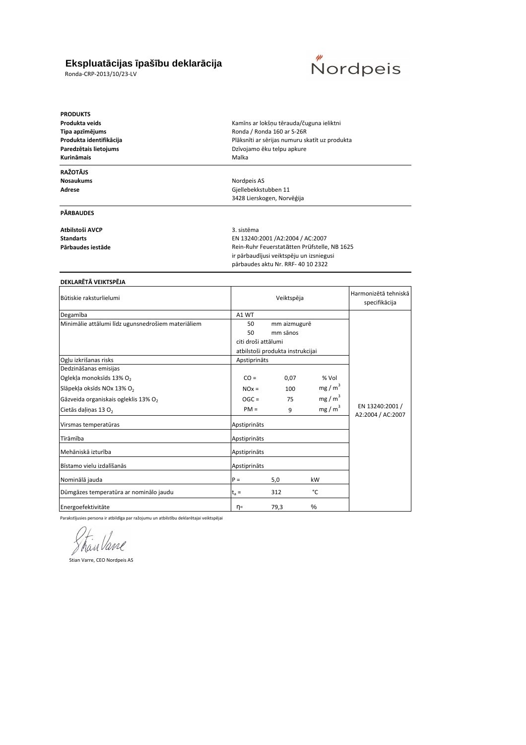# Ekspluatācijas īpašību deklarācija

Ronda-CRP-2013/10/23-LV

Nordpeis

**PRODUKTS**

| | |
|---|---|
| **Produkta veids** | Kamīns ar lokšņu tērauda/čuguna ieliktni |
| **Tipa apzīmējums** | Ronda / Ronda 160 ar S-26R |
| **Produkta identifikācija** | Plāksnīti ar sērijas numuru skatīt uz produkta |
| **Paredzētais lietojums** | Dzīvojamo ēku telpu apkure |
| **Kurināmais** | Malka |

**RAŽOTĀJS**

| | |
|---|---|
| **Nosaukums** | Nordpeis AS |
| **Adrese** | Gjellebekkstubben 11<br>3428 Lierskogen, Norvēģija |

**PĀRBAUDES**

| | |
|---|---|
| **Atbilstoši AVCP** | 3. sistēma |
| **Standarts** | EN 13240:2001 /A2:2004 / AC:2007 |
| **Pārbaudes iestāde** | Rein-Ruhr Feuerstatätten Prüfstelle, NB 1625<br>ir pārbaudījusi veiktspēju un izsniegusi<br>pārbaudes aktu Nr. RRF- 40 10 2322 |

**DEKLARĒTĀ VEIKTSPĒJA**

| Būtiskie raksturlielumi | Veiktspēja | | | Harmonizētā tehniskā specifikācija |
|---|---|---|---|---|
| Degamība | A1 WT | | | EN 13240:2001 / A2:2004 / AC:2007 |
| Minimālie attālumi līdz ugunsnedrošiem materiāliem | 50 | mm aizmugurē | | |
| | 50 | mm sānos | | |
| | citi droši attālumi atbilstoši produkta instrukcijai | | | |
| Ogļu izkrišanas risks | Apstiprināts | | | |
| Dedzināšanas emisijas | | | | |
| Oglekļa monoksīds 13% $O_2$ | CO = | 0,07 | % Vol | |
| Slāpekļa oksīds NOx 13% $O_2$ | NOx = | 100 | $mg / m^3$ | |
| Gāzveida organiskais ogleklis 13% $O_2$ | OGC = | 75 | $mg / m^3$ | |
| Cietās daļiņas 13 $O_2$ | PM = | 9 | $mg / m^3$ | |
| Virsmas temperatūras | Apstiprināts | | | |
| Tīrāmība | Apstiprināts | | | |
| Mehāniskā izturība | Apstiprināts | | | |
| Bīstamo vielu izdalīšanās | Apstiprināts | | | |
| Nominālā jauda | P = | 5,0 | kW | |
| Dūmgāzes temperatūra ar nominālo jaudu | $t_a$ = | 312 | °C | |
| Energoefektivitāte | η= | 79,3 | % | |

Parakstījusies persona ir atbildīga par ražojumu un atbilstību deklarētajai veiktspējai

Stian Varre, CEO Nordpeis AS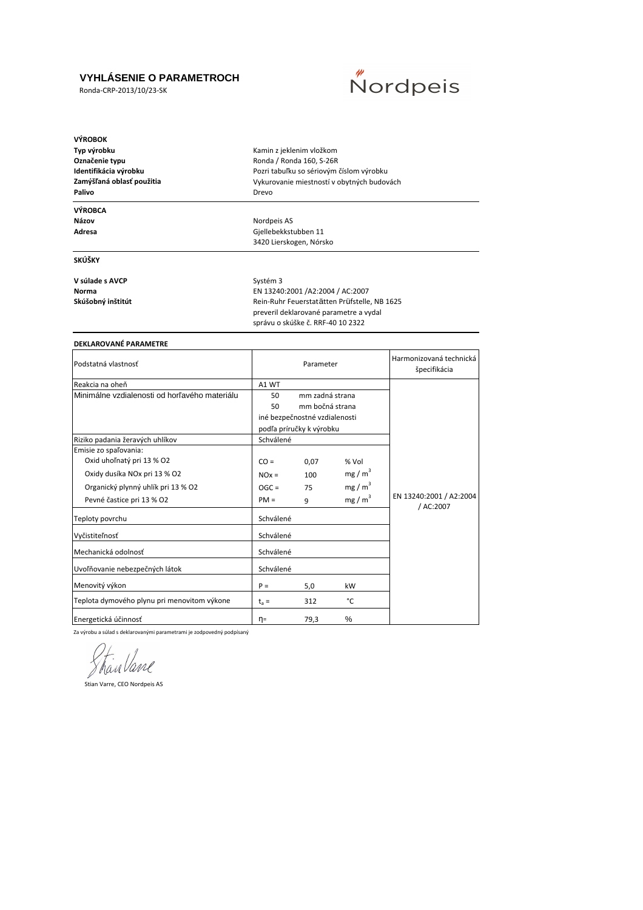## VYHLÁSENIE O PARAMETROCH

Ronda-CRP-2013/10/23-SK

Nordpeis

| | |
|---|---|
| **VÝROBOK** | |
| **Typ výrobku** | Kamin z jeklenim vložkom |
| **Označenie typu** | Ronda / Ronda 160, S-26R |
| **Identifikácia výrobku** | Pozri tabuľku so sériovým číslom výrobku |
| **Zamýšľaná oblasť použitia** | Vykurovanie miestností v obytných budovách |
| **Palivo** | Drevo |

| | |
|---|---|
| **VÝROBCA** | |
| **Názov** | Nordpeis AS |
| **Adresa** | Gjellebekkstubben 11<br>3420 Lierskogen, Nórsko |

| | |
|---|---|
| **SKÚŠKY** | |
| **V súlade s AVCP** | Systém 3 |
| **Norma** | EN 13240:2001 /A2:2004 / AC:2007 |
| **Skúšobný inštitút** | Rein-Ruhr Feuerstatätten Prüfstelle, NB 1625 preveril deklarované parametre a vydal správu o skúške č. RRF-40 10 2322 |

**DEKLAROVANÉ PARAMETRE**

| Podstatná vlastnosť | Parameter | | | Harmonizovaná technická špecifikácia |
|---|---|---|---|---|
| Reakcia na oheň | A1 WT | | | EN 13240:2001 / A2:2004 / AC:2007 |
| Minimálne vzdialenosti od horľavého materiálu | 50 | mm zadná strana | | |
| | 50 | mm bočná strana | | |
| | iné bezpečnostné vzdialenosti podľa príručky k výrobku | | | |
| Riziko padania žeravých uhlíkov | Schválené | | | |
| Emisie zo spaľovania: | | | | |
| Oxid uhoľnatý pri 13 % O2 | CO = | 0,07 | % Vol | |
| Oxidy dusíka NOx pri 13 % O2 | NOx = | 100 | mg / m$^3$ | |
| Organický plynný uhlík pri 13 % O2 | OGC = | 75 | mg / m$^3$ | |
| Pevné častice pri 13 % O2 | PM = | 9 | mg / m$^3$ | |
| Teploty povrchu | Schválené | | | |
| Vyčistiteľnosť | Schválené | | | |
| Mechanická odolnosť | Schválené | | | |
| Uvoľňovanie nebezpečných látok | Schválené | | | |
| Menovitý výkon | P = | 5,0 | kW | |
| Teplota dymového plynu pri menovitom výkone | $t_a$ = | 312 | °C | |
| Energetická účinnosť | η= | 79,3 | % | |

Za výrobu a súlad s deklarovanými parametrami je zodpovedný podpísaný

Stian Varre, CEO Nordpeis AS